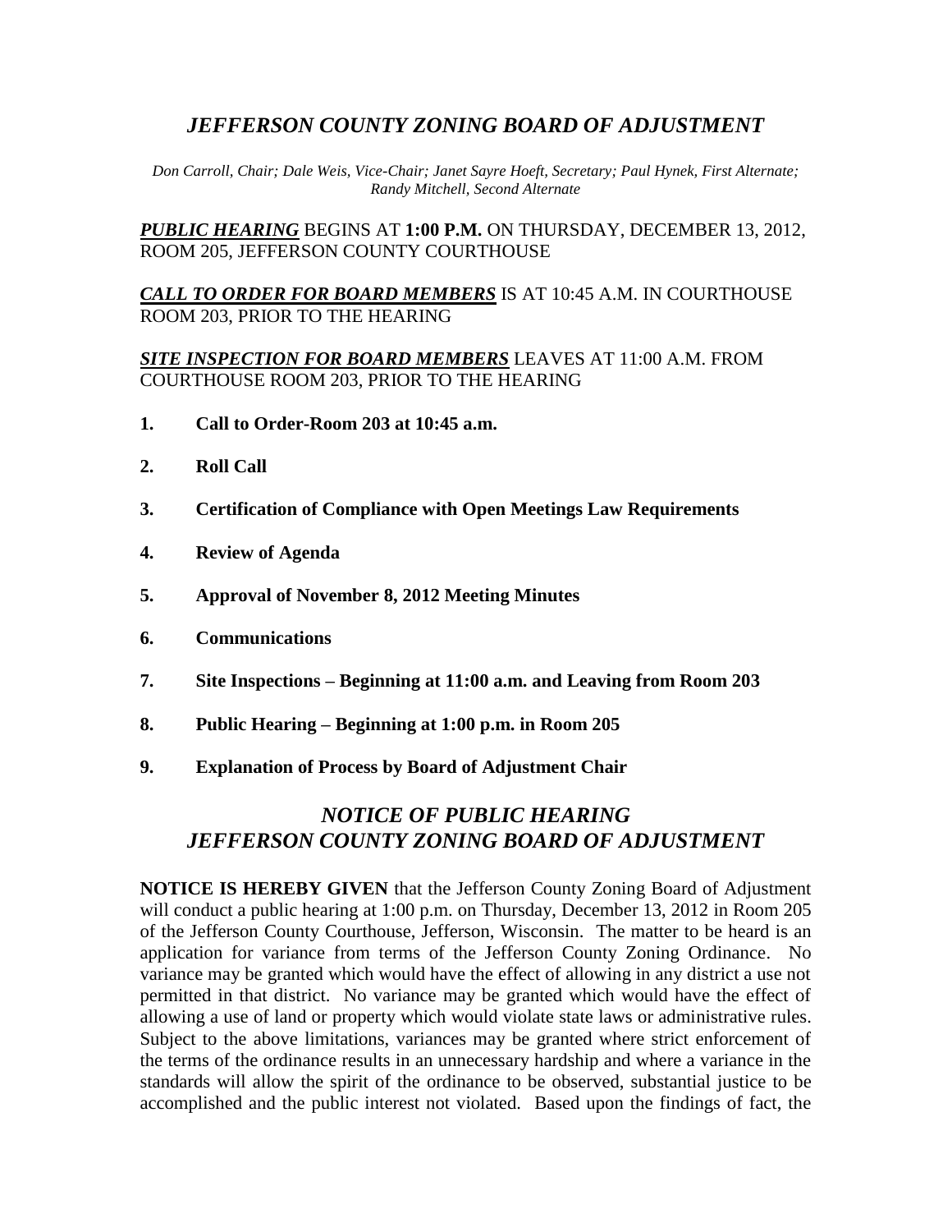# *JEFFERSON COUNTY ZONING BOARD OF ADJUSTMENT*

*Don Carroll, Chair; Dale Weis, Vice-Chair; Janet Sayre Hoeft, Secretary; Paul Hynek, First Alternate; Randy Mitchell, Second Alternate*

***PUBLIC HEARING*** BEGINS AT **1:00 P.M.** ON THURSDAY, DECEMBER 13, 2012, ROOM 205, JEFFERSON COUNTY COURTHOUSE

***CALL TO ORDER FOR BOARD MEMBERS*** IS AT 10:45 A.M. IN COURTHOUSE ROOM 203, PRIOR TO THE HEARING

***SITE INSPECTION FOR BOARD MEMBERS*** LEAVES AT 11:00 A.M. FROM COURTHOUSE ROOM 203, PRIOR TO THE HEARING

1. **Call to Order-Room 203 at 10:45 a.m.**
2. **Roll Call**
3. **Certification of Compliance with Open Meetings Law Requirements**
4. **Review of Agenda**
5. **Approval of November 8, 2012 Meeting Minutes**
6. **Communications**
7. **Site Inspections – Beginning at 11:00 a.m. and Leaving from Room 203**
8. **Public Hearing – Beginning at 1:00 p.m. in Room 205**
9. **Explanation of Process by Board of Adjustment Chair**

## *NOTICE OF PUBLIC HEARING*
## *JEFFERSON COUNTY ZONING BOARD OF ADJUSTMENT*

**NOTICE IS HEREBY GIVEN** that the Jefferson County Zoning Board of Adjustment will conduct a public hearing at 1:00 p.m. on Thursday, December 13, 2012 in Room 205 of the Jefferson County Courthouse, Jefferson, Wisconsin. The matter to be heard is an application for variance from terms of the Jefferson County Zoning Ordinance. No variance may be granted which would have the effect of allowing in any district a use not permitted in that district. No variance may be granted which would have the effect of allowing a use of land or property which would violate state laws or administrative rules. Subject to the above limitations, variances may be granted where strict enforcement of the terms of the ordinance results in an unnecessary hardship and where a variance in the standards will allow the spirit of the ordinance to be observed, substantial justice to be accomplished and the public interest not violated. Based upon the findings of fact, the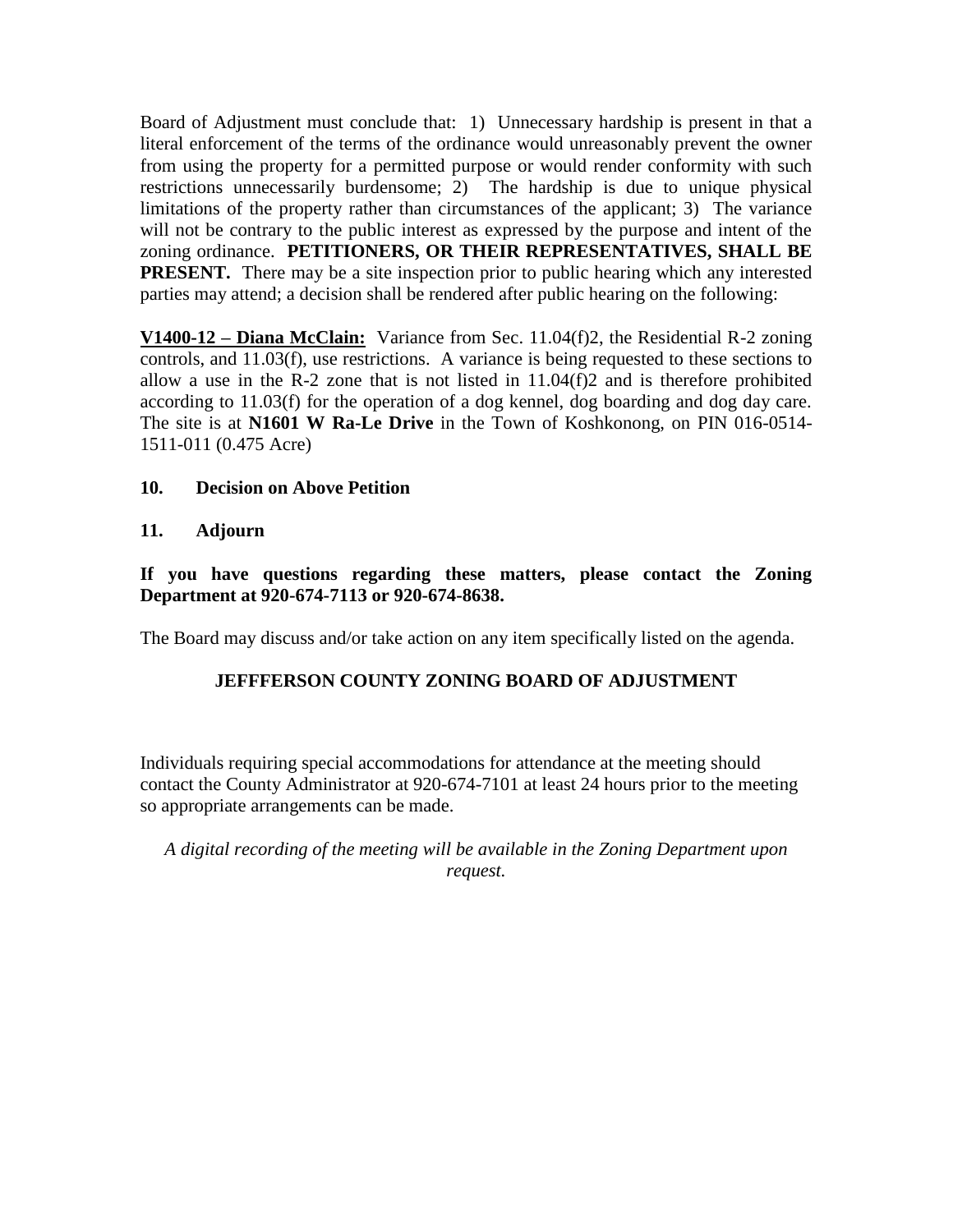Board of Adjustment must conclude that: 1) Unnecessary hardship is present in that a literal enforcement of the terms of the ordinance would unreasonably prevent the owner from using the property for a permitted purpose or would render conformity with such restrictions unnecessarily burdensome; 2) The hardship is due to unique physical limitations of the property rather than circumstances of the applicant; 3) The variance will not be contrary to the public interest as expressed by the purpose and intent of the zoning ordinance. **PETITIONERS, OR THEIR REPRESENTATIVES, SHALL BE PRESENT.** There may be a site inspection prior to public hearing which any interested parties may attend; a decision shall be rendered after public hearing on the following:

**V1400-12 – Diana McClain:** Variance from Sec. 11.04(f)2, the Residential R-2 zoning controls, and 11.03(f), use restrictions. A variance is being requested to these sections to allow a use in the R-2 zone that is not listed in 11.04(f)2 and is therefore prohibited according to 11.03(f) for the operation of a dog kennel, dog boarding and dog day care. The site is at **N1601 W Ra-Le Drive** in the Town of Koshkonong, on PIN 016-0514-1511-011 (0.475 Acre)

**10. Decision on Above Petition**

**11. Adjourn**

**If you have questions regarding these matters, please contact the Zoning Department at 920-674-7113 or 920-674-8638.**

The Board may discuss and/or take action on any item specifically listed on the agenda.

**JEFFFERSON COUNTY ZONING BOARD OF ADJUSTMENT**

Individuals requiring special accommodations for attendance at the meeting should contact the County Administrator at 920-674-7101 at least 24 hours prior to the meeting so appropriate arrangements can be made.

*A digital recording of the meeting will be available in the Zoning Department upon request.*